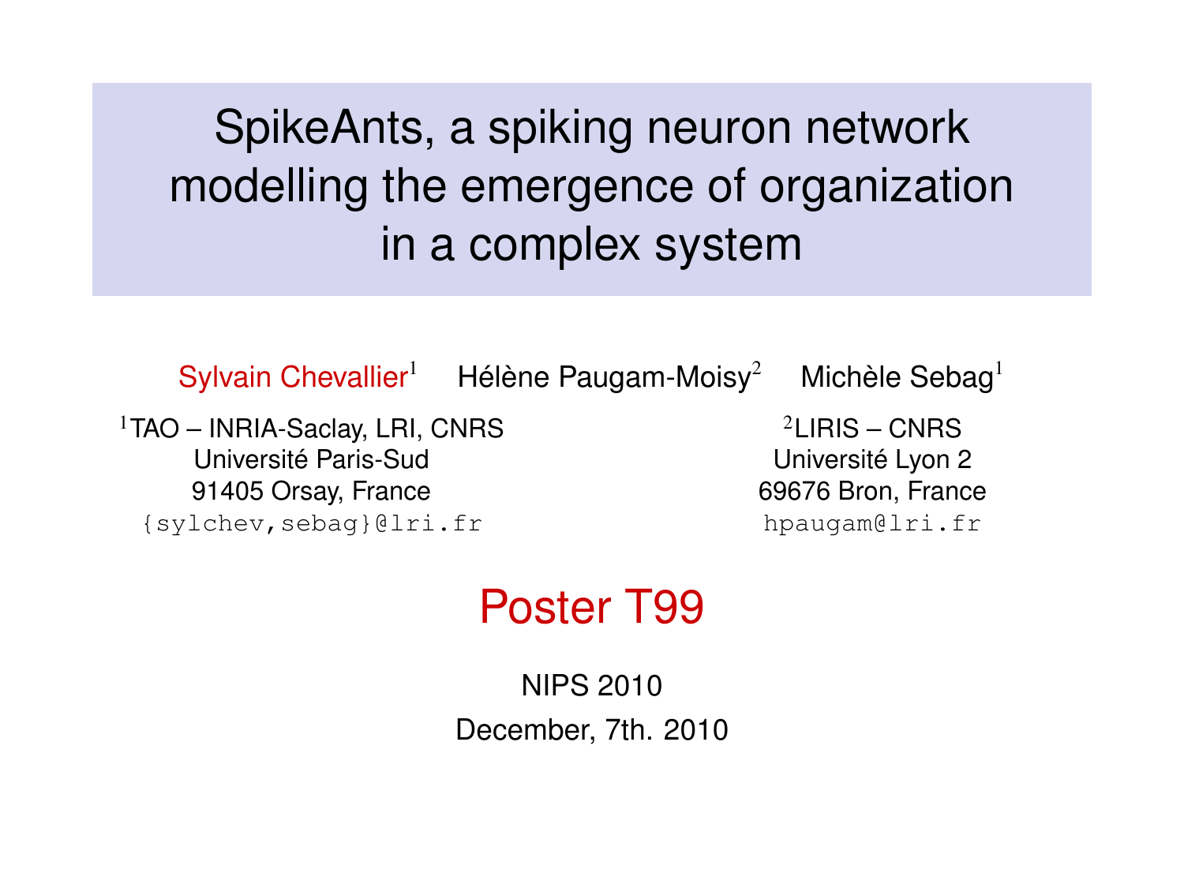# SpikeAnts, a spiking neuron network modelling the emergence of organization in a complex system

Sylvain Chevallier[1] Hélène Paugam-Moisy[2] Michèle Sebag[1]

[1]TAO – INRIA-Saclay, LRI, CNRS
Université Paris-Sud
91405 Orsay, France
`{sylchev,sebag}@lri.fr`

[2]LIRIS – CNRS
Université Lyon 2
69676 Bron, France
`hpaugam@lri.fr`

## Poster T99

NIPS 2010

December, 7th. 2010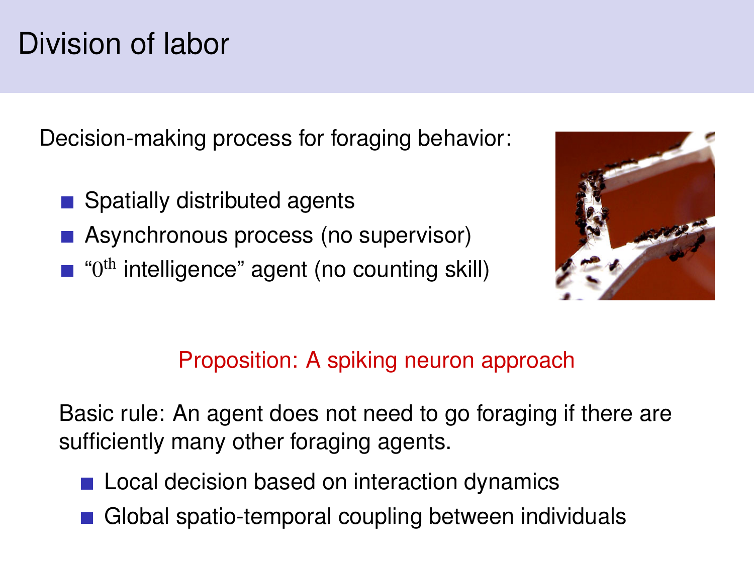# Division of labor

Decision-making process for foraging behavior:

- Spatially distributed agents
- Asynchronous process (no supervisor)
- "$0^{\text{th}}$ intelligence" agent (no counting skill)

Proposition: A spiking neuron approach

Basic rule: An agent does not need to go foraging if there are sufficiently many other foraging agents.

- Local decision based on interaction dynamics
- Global spatio-temporal coupling between individuals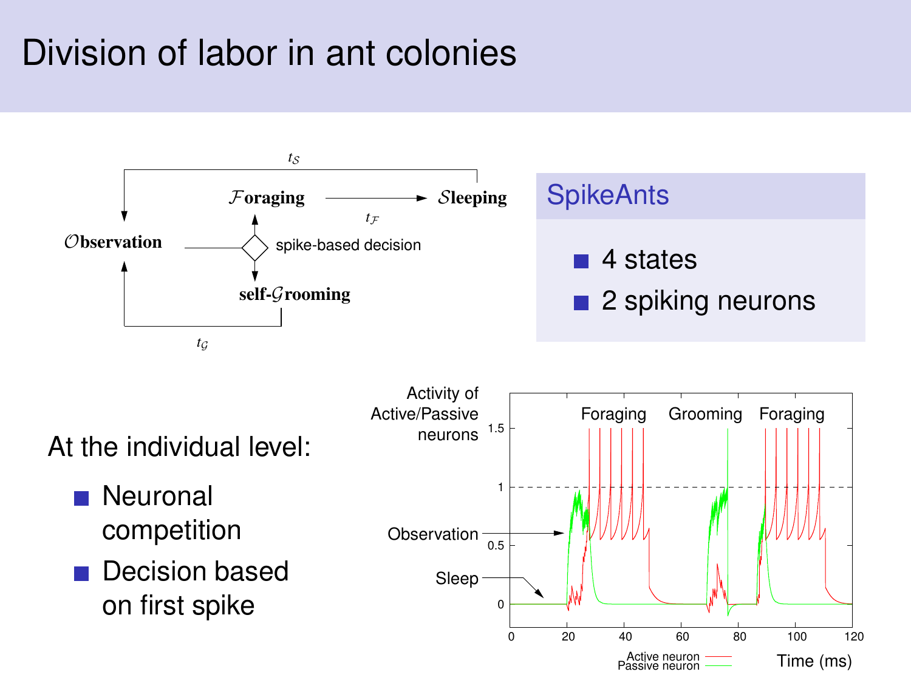# Division of labor in ant colonies

$t_{\mathcal{S}}$

$\mathcal{F}$**oraging** → $\mathcal{S}$**leeping**

$t_{\mathcal{F}}$

$\mathcal{O}$**bservation** — spike-based decision

**self-**$\mathcal{G}$**rooming**

$t_{\mathcal{G}}$

## SpikeAnts

- 4 states
- 2 spiking neurons

At the individual level:

- Neuronal competition
- Decision based on first spike

Activity of Active/Passive neurons

Foraging Grooming Foraging

Observation

Sleep

Time (ms)

Active neuron
Passive neuron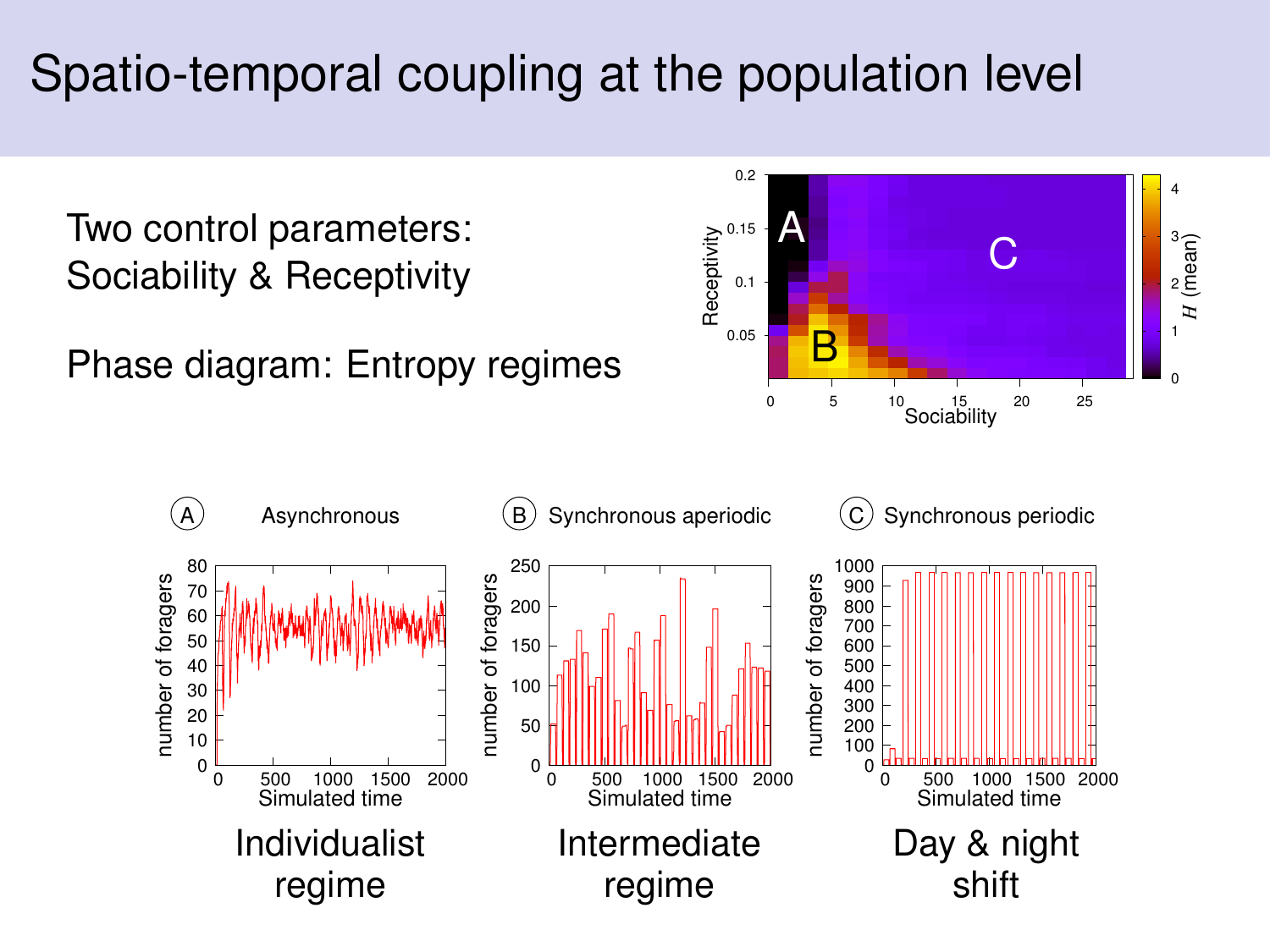# Spatio-temporal coupling at the population level

Two control parameters:
Sociability & Receptivity

Phase diagram: Entropy regimes

Receptivity
0.2
0.15
0.1
0.05
0
5
10
15
20
25
Sociability
A
B
C
4
3
2
1
0
$H$ (mean)

Ⓐ Asynchronous

number of foragers
80
70
60
50
40
30
20
10
0
0
500
1000
1500
2000
Simulated time

Individualist regime

Ⓑ Synchronous aperiodic

number of foragers
250
200
150
100
50
0
0
500
1000
1500
2000
Simulated time

Intermediate regime

Ⓒ Synchronous periodic

number of foragers
1000
900
800
700
600
500
400
300
200
100
0
0
500
1000
1500
2000
Simulated time

Day & night shift